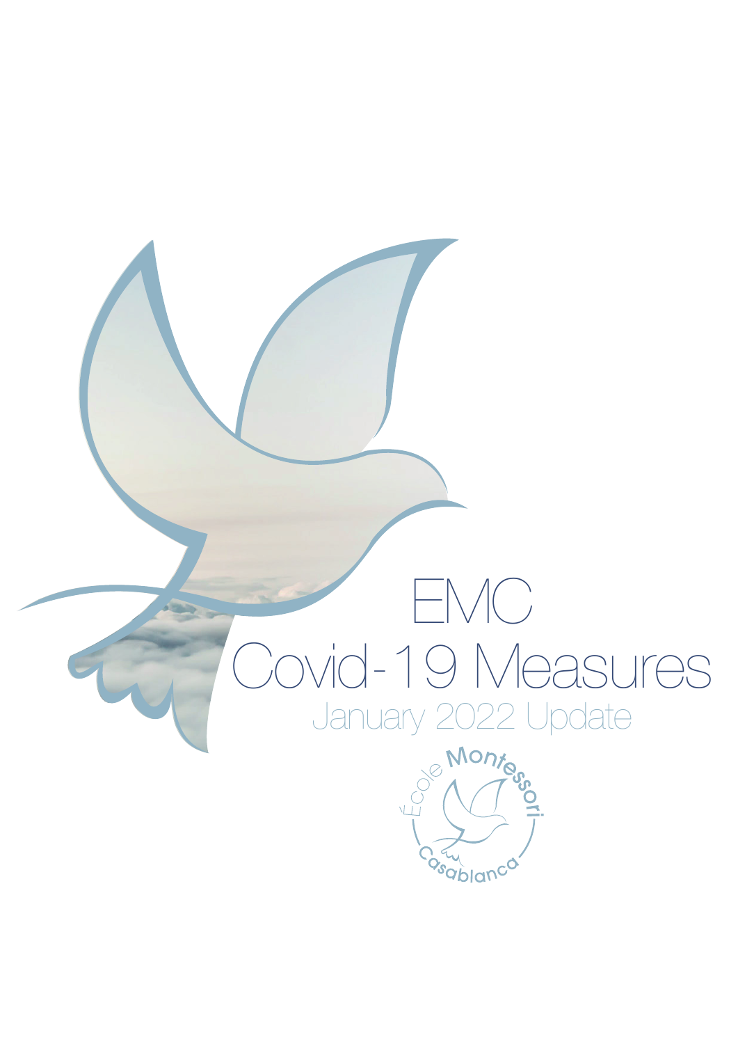# EMC Covid-19 Measures

January 2022 Update

École Montessori Casablanca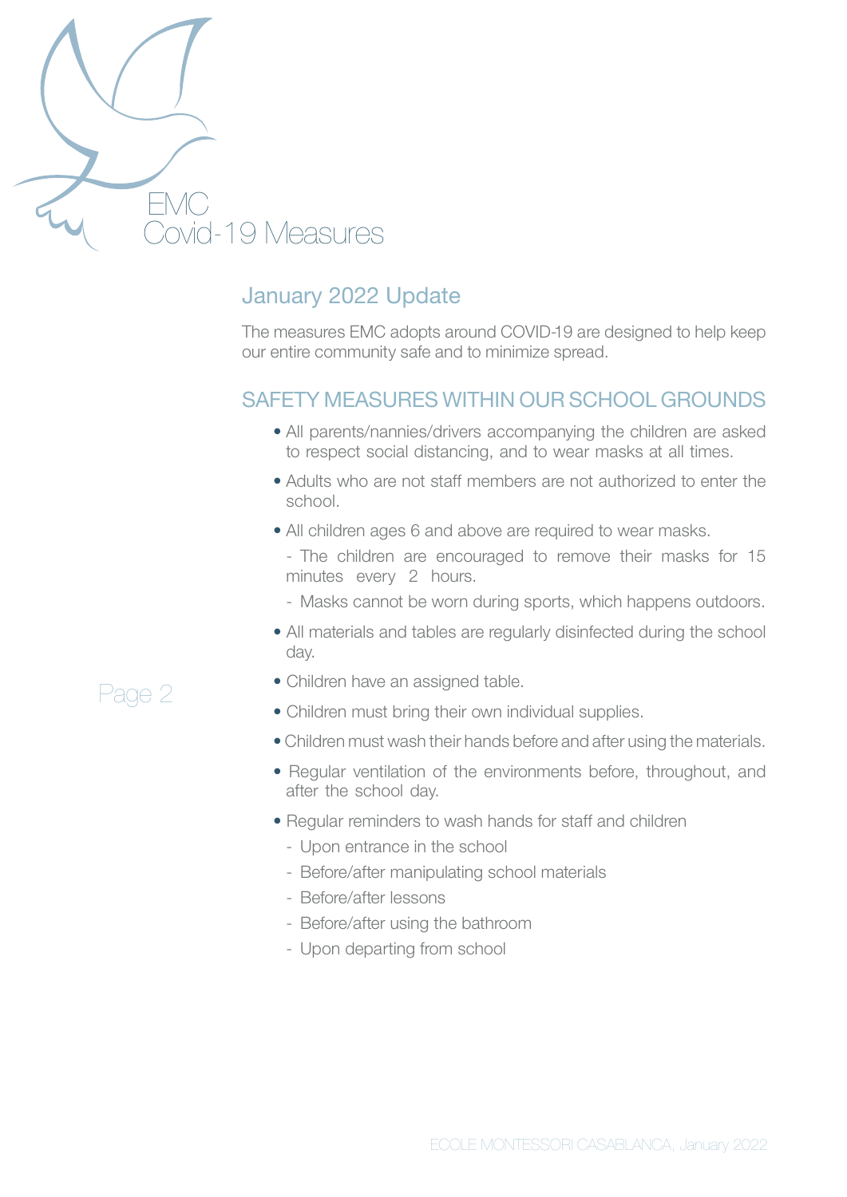# EMC
# Covid-19 Measures

## January 2022 Update

The measures EMC adopts around COVID-19 are designed to help keep our entire community safe and to minimize spread.

## SAFETY MEASURES WITHIN OUR SCHOOL GROUNDS

- All parents/nannies/drivers accompanying the children are asked to respect social distancing, and to wear masks at all times.
- Adults who are not staff members are not authorized to enter the school.
- All children ages 6 and above are required to wear masks.
  - The children are encouraged to remove their masks for 15 minutes every 2 hours.
  - Masks cannot be worn during sports, which happens outdoors.
- All materials and tables are regularly disinfected during the school day.
- Children have an assigned table.
- Children must bring their own individual supplies.
- Children must wash their hands before and after using the materials.
- Regular ventilation of the environments before, throughout, and after the school day.
- Regular reminders to wash hands for staff and children
  - Upon entrance in the school
  - Before/after manipulating school materials
  - Before/after lessons
  - Before/after using the bathroom
  - Upon departing from school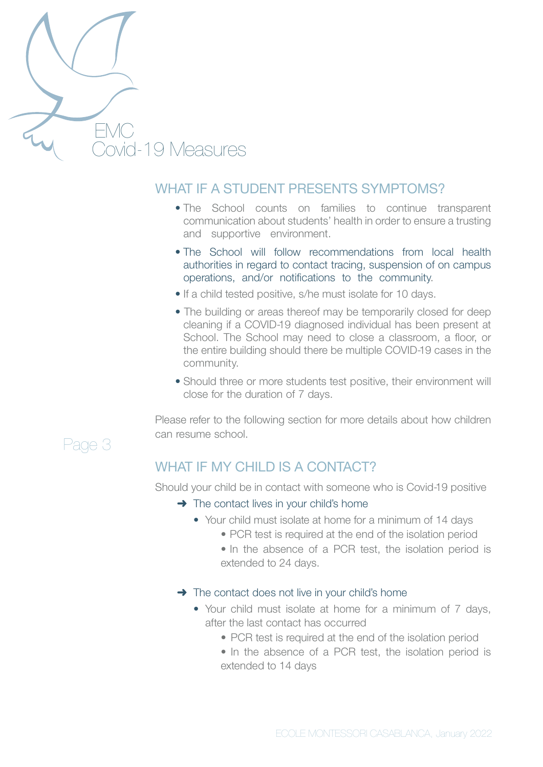# EMC
# Covid-19 Measures

## WHAT IF A STUDENT PRESENTS SYMPTOMS?

- The School counts on families to continue transparent communication about students' health in order to ensure a trusting and supportive environment.
- The School will follow recommendations from local health authorities in regard to contact tracing, suspension of on campus operations, and/or notifications to the community.
- If a child tested positive, s/he must isolate for 10 days.
- The building or areas thereof may be temporarily closed for deep cleaning if a COVID-19 diagnosed individual has been present at School. The School may need to close a classroom, a floor, or the entire building should there be multiple COVID-19 cases in the community.
- Should three or more students test positive, their environment will close for the duration of 7 days.

Please refer to the following section for more details about how children can resume school.

## WHAT IF MY CHILD IS A CONTACT?

Should your child be in contact with someone who is Covid-19 positive

➜ The contact lives in your child's home

- Your child must isolate at home for a minimum of 14 days
  - PCR test is required at the end of the isolation period
  - In the absence of a PCR test, the isolation period is extended to 24 days.

➜ The contact does not live in your child's home

- Your child must isolate at home for a minimum of 7 days, after the last contact has occurred
  - PCR test is required at the end of the isolation period
  - In the absence of a PCR test, the isolation period is extended to 14 days

ECOLE MONTESSORI CASABLANCA, January 2022